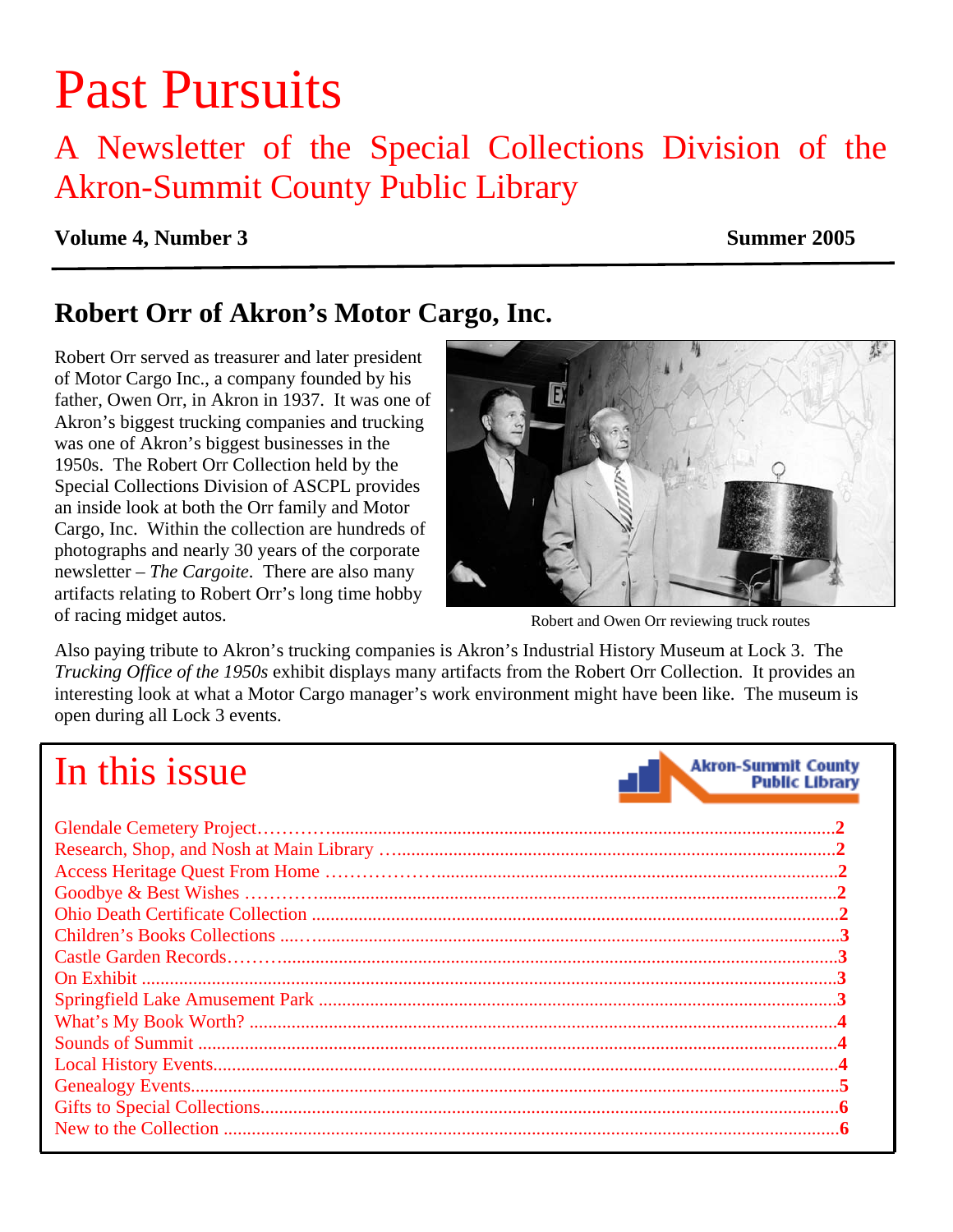# Past Pursuits

## A Newsletter of the Special Collections Division of the Akron-Summit County Public Library

**Volume 4, Number 3** **Summer 2005**

---

## Robert Orr of Akron's Motor Cargo, Inc.

Robert Orr served as treasurer and later president of Motor Cargo Inc., a company founded by his father, Owen Orr, in Akron in 1937. It was one of Akron's biggest trucking companies and trucking was one of Akron's biggest businesses in the 1950s. The Robert Orr Collection held by the Special Collections Division of ASCPL provides an inside look at both the Orr family and Motor Cargo, Inc. Within the collection are hundreds of photographs and nearly 30 years of the corporate newsletter – *The Cargoite*. There are also many artifacts relating to Robert Orr's long time hobby of racing midget autos.

Robert and Owen Orr reviewing truck routes

Also paying tribute to Akron's trucking companies is Akron's Industrial History Museum at Lock 3. The *Trucking Office of the 1950s* exhibit displays many artifacts from the Robert Orr Collection. It provides an interesting look at what a Motor Cargo manager's work environment might have been like. The museum is open during all Lock 3 events.

## In this issue

Akron-Summit County Public Library

- Glendale Cemetery Project……………………………………………………………………2
- Research, Shop, and Nosh at Main Library ……………………………………………………2
- Access Heritage Quest From Home ……………………………………………………………2
- Goodbye & Best Wishes ……………………………………………………………………2
- Ohio Death Certificate Collection ……………………………………………………………2
- Children's Books Collections ………………………………………………………………3
- Castle Garden Records…………………………………………………………………………3
- On Exhibit ……………………………………………………………………………………3
- Springfield Lake Amusement Park ……………………………………………………………3
- What's My Book Worth? ………………………………………………………………………4
- Sounds of Summit ……………………………………………………………………………4
- Local History Events……………………………………………………………………………4
- Genealogy Events………………………………………………………………………………5
- Gifts to Special Collections……………………………………………………………………6
- New to the Collection …………………………………………………………………………6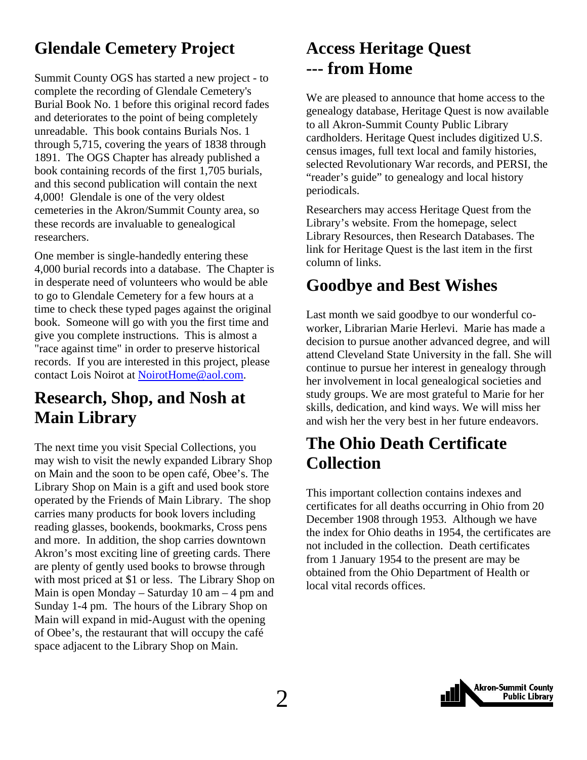## Glendale Cemetery Project

Summit County OGS has started a new project - to complete the recording of Glendale Cemetery's Burial Book No. 1 before this original record fades and deteriorates to the point of being completely unreadable. This book contains Burials Nos. 1 through 5,715, covering the years of 1838 through 1891. The OGS Chapter has already published a book containing records of the first 1,705 burials, and this second publication will contain the next 4,000! Glendale is one of the very oldest cemeteries in the Akron/Summit County area, so these records are invaluable to genealogical researchers.

One member is single-handedly entering these 4,000 burial records into a database. The Chapter is in desperate need of volunteers who would be able to go to Glendale Cemetery for a few hours at a time to check these typed pages against the original book. Someone will go with you the first time and give you complete instructions. This is almost a "race against time" in order to preserve historical records. If you are interested in this project, please contact Lois Noirot at NoirotHome@aol.com.

## Research, Shop, and Nosh at Main Library

The next time you visit Special Collections, you may wish to visit the newly expanded Library Shop on Main and the soon to be open café, Obee's. The Library Shop on Main is a gift and used book store operated by the Friends of Main Library. The shop carries many products for book lovers including reading glasses, bookends, bookmarks, Cross pens and more. In addition, the shop carries downtown Akron's most exciting line of greeting cards. There are plenty of gently used books to browse through with most priced at $1 or less. The Library Shop on Main is open Monday – Saturday 10 am – 4 pm and Sunday 1-4 pm. The hours of the Library Shop on Main will expand in mid-August with the opening of Obee's, the restaurant that will occupy the café space adjacent to the Library Shop on Main.

## Access Heritage Quest --- from Home

We are pleased to announce that home access to the genealogy database, Heritage Quest is now available to all Akron-Summit County Public Library cardholders. Heritage Quest includes digitized U.S. census images, full text local and family histories, selected Revolutionary War records, and PERSI, the "reader's guide" to genealogy and local history periodicals.

Researchers may access Heritage Quest from the Library's website. From the homepage, select Library Resources, then Research Databases. The link for Heritage Quest is the last item in the first column of links.

## Goodbye and Best Wishes

Last month we said goodbye to our wonderful co-worker, Librarian Marie Herlevi. Marie has made a decision to pursue another advanced degree, and will attend Cleveland State University in the fall. She will continue to pursue her interest in genealogy through her involvement in local genealogical societies and study groups. We are most grateful to Marie for her skills, dedication, and kind ways. We will miss her and wish her the very best in her future endeavors.

## The Ohio Death Certificate Collection

This important collection contains indexes and certificates for all deaths occurring in Ohio from 20 December 1908 through 1953. Although we have the index for Ohio deaths in 1954, the certificates are not included in the collection. Death certificates from 1 January 1954 to the present are may be obtained from the Ohio Department of Health or local vital records offices.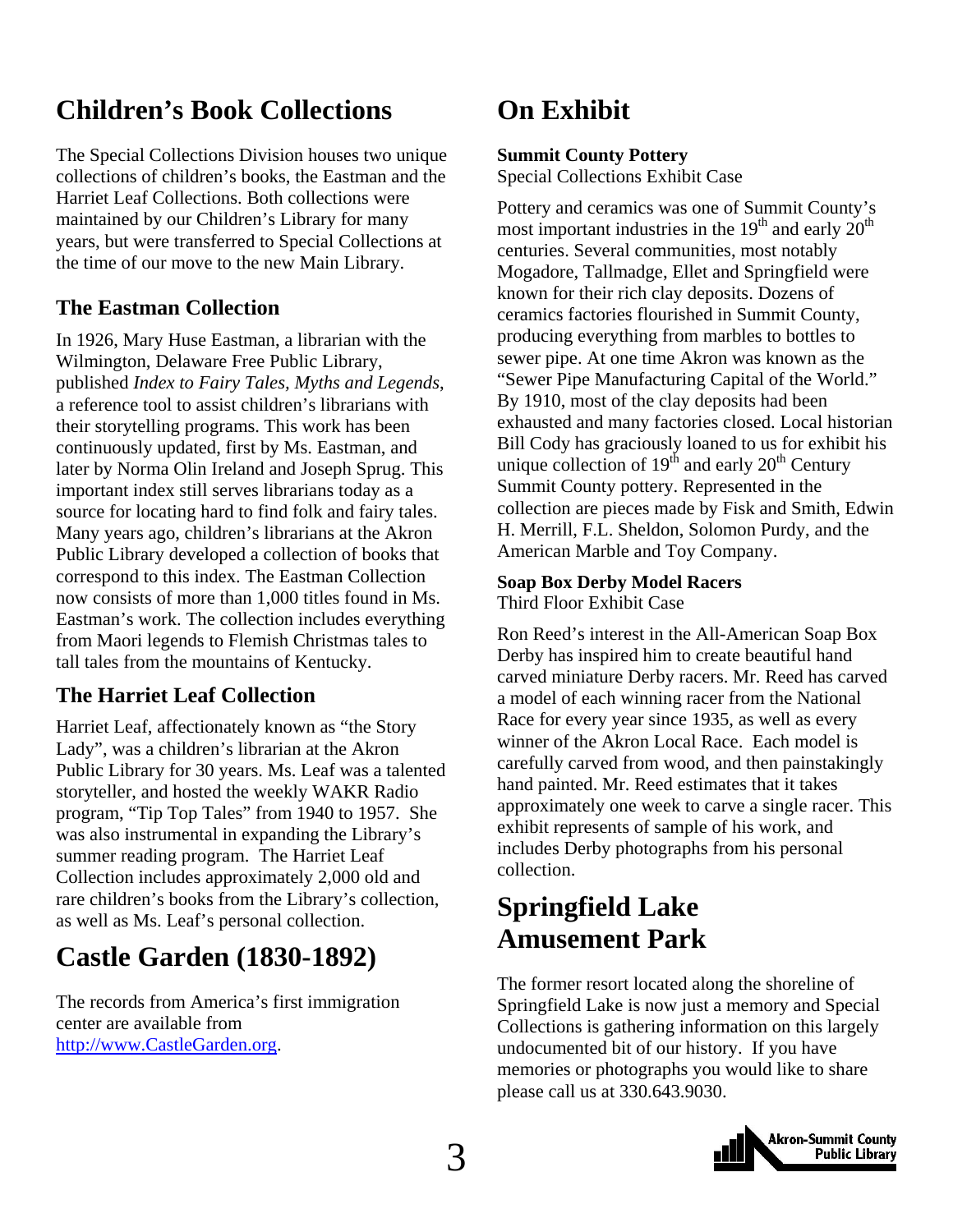# Children's Book Collections

The Special Collections Division houses two unique collections of children's books, the Eastman and the Harriet Leaf Collections. Both collections were maintained by our Children's Library for many years, but were transferred to Special Collections at the time of our move to the new Main Library.

### The Eastman Collection

In 1926, Mary Huse Eastman, a librarian with the Wilmington, Delaware Free Public Library, published *Index to Fairy Tales, Myths and Legends*, a reference tool to assist children's librarians with their storytelling programs. This work has been continuously updated, first by Ms. Eastman, and later by Norma Olin Ireland and Joseph Sprug. This important index still serves librarians today as a source for locating hard to find folk and fairy tales. Many years ago, children's librarians at the Akron Public Library developed a collection of books that correspond to this index. The Eastman Collection now consists of more than 1,000 titles found in Ms. Eastman's work. The collection includes everything from Maori legends to Flemish Christmas tales to tall tales from the mountains of Kentucky.

### The Harriet Leaf Collection

Harriet Leaf, affectionately known as "the Story Lady", was a children's librarian at the Akron Public Library for 30 years. Ms. Leaf was a talented storyteller, and hosted the weekly WAKR Radio program, "Tip Top Tales" from 1940 to 1957. She was also instrumental in expanding the Library's summer reading program. The Harriet Leaf Collection includes approximately 2,000 old and rare children's books from the Library's collection, as well as Ms. Leaf's personal collection.

# Castle Garden (1830-1892)

The records from America's first immigration center are available from http://www.CastleGarden.org.

# On Exhibit

**Summit County Pottery**
Special Collections Exhibit Case

Pottery and ceramics was one of Summit County's most important industries in the 19th and early 20th centuries. Several communities, most notably Mogadore, Tallmadge, Ellet and Springfield were known for their rich clay deposits. Dozens of ceramics factories flourished in Summit County, producing everything from marbles to bottles to sewer pipe. At one time Akron was known as the "Sewer Pipe Manufacturing Capital of the World." By 1910, most of the clay deposits had been exhausted and many factories closed. Local historian Bill Cody has graciously loaned to us for exhibit his unique collection of 19th and early 20th Century Summit County pottery. Represented in the collection are pieces made by Fisk and Smith, Edwin H. Merrill, F.L. Sheldon, Solomon Purdy, and the American Marble and Toy Company.

**Soap Box Derby Model Racers**
Third Floor Exhibit Case

Ron Reed's interest in the All-American Soap Box Derby has inspired him to create beautiful hand carved miniature Derby racers. Mr. Reed has carved a model of each winning racer from the National Race for every year since 1935, as well as every winner of the Akron Local Race. Each model is carefully carved from wood, and then painstakingly hand painted. Mr. Reed estimates that it takes approximately one week to carve a single racer. This exhibit represents of sample of his work, and includes Derby photographs from his personal collection.

# Springfield Lake Amusement Park

The former resort located along the shoreline of Springfield Lake is now just a memory and Special Collections is gathering information on this largely undocumented bit of our history. If you have memories or photographs you would like to share please call us at 330.643.9030.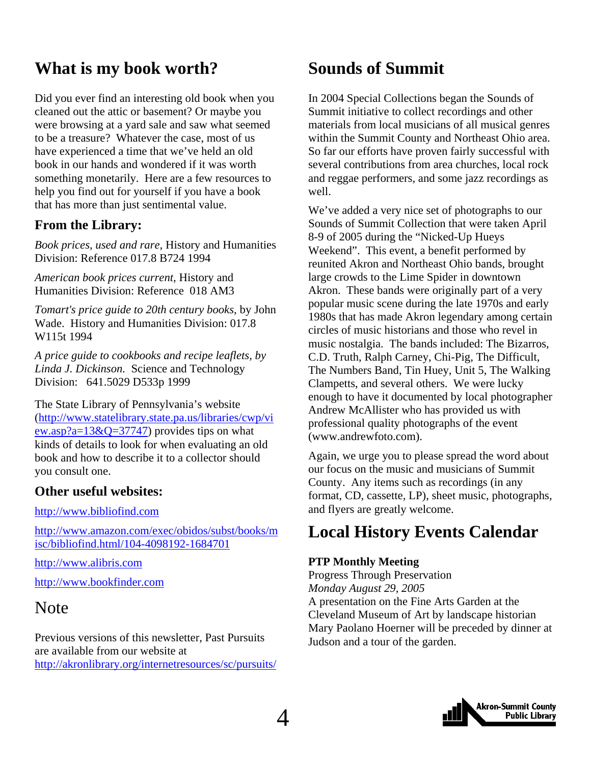## What is my book worth?

Did you ever find an interesting old book when you cleaned out the attic or basement? Or maybe you were browsing at a yard sale and saw what seemed to be a treasure? Whatever the case, most of us have experienced a time that we've held an old book in our hands and wondered if it was worth something monetarily. Here are a few resources to help you find out for yourself if you have a book that has more than just sentimental value.

### From the Library:

*Book prices, used and rare,* History and Humanities Division: Reference 017.8 B724 1994

*American book prices current,* History and Humanities Division: Reference 018 AM3

*Tomart's price guide to 20th century books,* by John Wade. History and Humanities Division: 017.8 W115t 1994

*A price guide to cookbooks and recipe leaflets, by Linda J. Dickinson.* Science and Technology Division: 641.5029 D533p 1999

The State Library of Pennsylvania's website (http://www.statelibrary.state.pa.us/libraries/cwp/view.asp?a=13&Q=37747) provides tips on what kinds of details to look for when evaluating an old book and how to describe it to a collector should you consult one.

### Other useful websites:

http://www.bibliofind.com

http://www.amazon.com/exec/obidos/subst/books/misc/bibliofind.html/104-4098192-1684701

http://www.alibris.com

http://www.bookfinder.com

## Note

Previous versions of this newsletter, Past Pursuits are available from our website at http://akronlibrary.org/internetresources/sc/pursuits/

## Sounds of Summit

In 2004 Special Collections began the Sounds of Summit initiative to collect recordings and other materials from local musicians of all musical genres within the Summit County and Northeast Ohio area. So far our efforts have proven fairly successful with several contributions from area churches, local rock and reggae performers, and some jazz recordings as well.

We've added a very nice set of photographs to our Sounds of Summit Collection that were taken April 8-9 of 2005 during the "Nicked-Up Hueys Weekend". This event, a benefit performed by reunited Akron and Northeast Ohio bands, brought large crowds to the Lime Spider in downtown Akron. These bands were originally part of a very popular music scene during the late 1970s and early 1980s that has made Akron legendary among certain circles of music historians and those who revel in music nostalgia. The bands included: The Bizarros, C.D. Truth, Ralph Carney, Chi-Pig, The Difficult, The Numbers Band, Tin Huey, Unit 5, The Walking Clampetts, and several others. We were lucky enough to have it documented by local photographer Andrew McAllister who has provided us with professional quality photographs of the event (www.andrewfoto.com).

Again, we urge you to please spread the word about our focus on the music and musicians of Summit County. Any items such as recordings (in any format, CD, cassette, LP), sheet music, photographs, and flyers are greatly welcome.

## Local History Events Calendar

**PTP Monthly Meeting**
Progress Through Preservation
*Monday August 29, 2005*
A presentation on the Fine Arts Garden at the Cleveland Museum of Art by landscape historian Mary Paolano Hoerner will be preceded by dinner at Judson and a tour of the garden.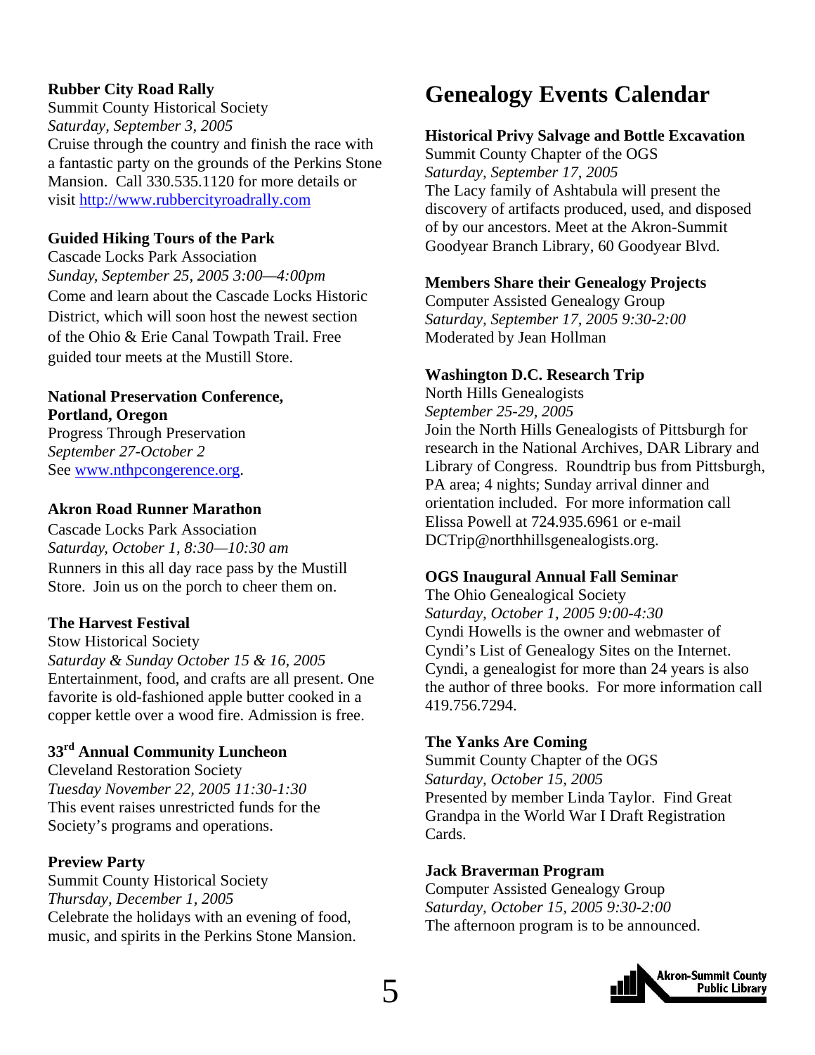**Rubber City Road Rally**
Summit County Historical Society
*Saturday, September 3, 2005*
Cruise through the country and finish the race with a fantastic party on the grounds of the Perkins Stone Mansion. Call 330.535.1120 for more details or visit http://www.rubbercityroadrally.com

**Guided Hiking Tours of the Park**
Cascade Locks Park Association
*Sunday, September 25, 2005 3:00—4:00pm*
Come and learn about the Cascade Locks Historic District, which will soon host the newest section of the Ohio & Erie Canal Towpath Trail. Free guided tour meets at the Mustill Store.

**National Preservation Conference, Portland, Oregon**
Progress Through Preservation
*September 27-October 2*
See www.nthpcongerence.org.

**Akron Road Runner Marathon**
Cascade Locks Park Association
*Saturday, October 1, 8:30—10:30 am*
Runners in this all day race pass by the Mustill Store. Join us on the porch to cheer them on.

**The Harvest Festival**
Stow Historical Society
*Saturday & Sunday October 15 & 16, 2005*
Entertainment, food, and crafts are all present. One favorite is old-fashioned apple butter cooked in a copper kettle over a wood fire. Admission is free.

**33rd Annual Community Luncheon**
Cleveland Restoration Society
*Tuesday November 22, 2005 11:30-1:30*
This event raises unrestricted funds for the Society's programs and operations.

**Preview Party**
Summit County Historical Society
*Thursday, December 1, 2005*
Celebrate the holidays with an evening of food, music, and spirits in the Perkins Stone Mansion.

# Genealogy Events Calendar

**Historical Privy Salvage and Bottle Excavation**
Summit County Chapter of the OGS
*Saturday, September 17, 2005*
The Lacy family of Ashtabula will present the discovery of artifacts produced, used, and disposed of by our ancestors. Meet at the Akron-Summit Goodyear Branch Library, 60 Goodyear Blvd.

**Members Share their Genealogy Projects**
Computer Assisted Genealogy Group
*Saturday, September 17, 2005 9:30-2:00*
Moderated by Jean Hollman

**Washington D.C. Research Trip**
North Hills Genealogists
*September 25-29, 2005*
Join the North Hills Genealogists of Pittsburgh for research in the National Archives, DAR Library and Library of Congress. Roundtrip bus from Pittsburgh, PA area; 4 nights; Sunday arrival dinner and orientation included. For more information call Elissa Powell at 724.935.6961 or e-mail DCTrip@northhillsgenealogists.org.

**OGS Inaugural Annual Fall Seminar**
The Ohio Genealogical Society
*Saturday, October 1, 2005 9:00-4:30*
Cyndi Howells is the owner and webmaster of Cyndi's List of Genealogy Sites on the Internet. Cyndi, a genealogist for more than 24 years is also the author of three books. For more information call 419.756.7294.

**The Yanks Are Coming**
Summit County Chapter of the OGS
*Saturday, October 15, 2005*
Presented by member Linda Taylor. Find Great Grandpa in the World War I Draft Registration Cards.

**Jack Braverman Program**
Computer Assisted Genealogy Group
*Saturday, October 15, 2005 9:30-2:00*
The afternoon program is to be announced.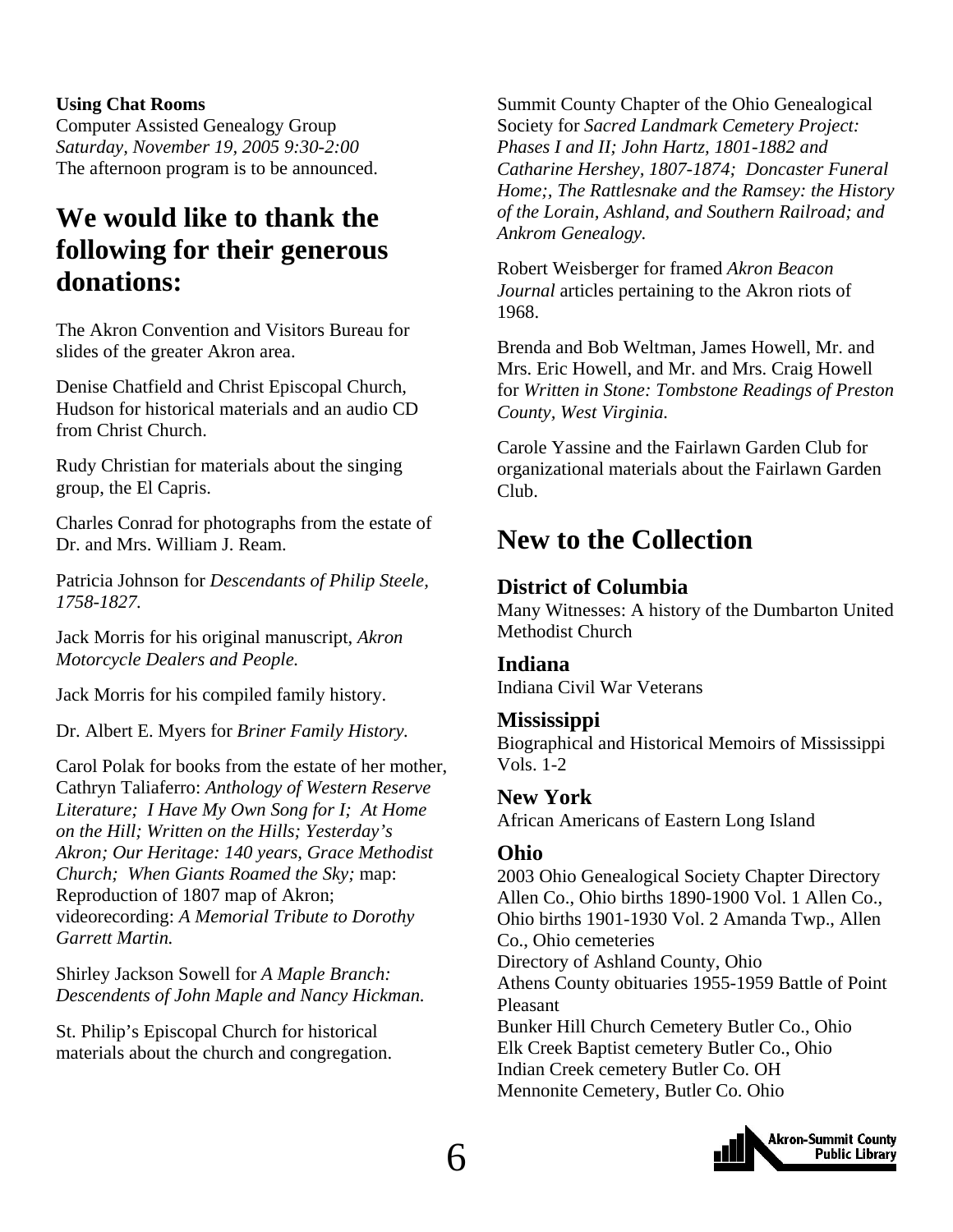**Using Chat Rooms**
Computer Assisted Genealogy Group
*Saturday, November 19, 2005 9:30-2:00*
The afternoon program is to be announced.

## We would like to thank the following for their generous donations:

The Akron Convention and Visitors Bureau for slides of the greater Akron area.

Denise Chatfield and Christ Episcopal Church, Hudson for historical materials and an audio CD from Christ Church.

Rudy Christian for materials about the singing group, the El Capris.

Charles Conrad for photographs from the estate of Dr. and Mrs. William J. Ream.

Patricia Johnson for *Descendants of Philip Steele, 1758-1827.*

Jack Morris for his original manuscript, *Akron Motorcycle Dealers and People.*

Jack Morris for his compiled family history.

Dr. Albert E. Myers for *Briner Family History.*

Carol Polak for books from the estate of her mother, Cathryn Taliaferro: *Anthology of Western Reserve Literature; I Have My Own Song for I; At Home on the Hill; Written on the Hills; Yesterday's Akron; Our Heritage: 140 years, Grace Methodist Church; When Giants Roamed the Sky;* map: Reproduction of 1807 map of Akron; videorecording: *A Memorial Tribute to Dorothy Garrett Martin.*

Shirley Jackson Sowell for *A Maple Branch: Descendents of John Maple and Nancy Hickman.*

St. Philip's Episcopal Church for historical materials about the church and congregation.

Summit County Chapter of the Ohio Genealogical Society for *Sacred Landmark Cemetery Project: Phases I and II; John Hartz, 1801-1882 and Catharine Hershey, 1807-1874; Doncaster Funeral Home;, The Rattlesnake and the Ramsey: the History of the Lorain, Ashland, and Southern Railroad; and Ankrom Genealogy.*

Robert Weisberger for framed *Akron Beacon Journal* articles pertaining to the Akron riots of 1968.

Brenda and Bob Weltman, James Howell, Mr. and Mrs. Eric Howell, and Mr. and Mrs. Craig Howell for *Written in Stone: Tombstone Readings of Preston County, West Virginia.*

Carole Yassine and the Fairlawn Garden Club for organizational materials about the Fairlawn Garden Club.

## New to the Collection

### District of Columbia

Many Witnesses: A history of the Dumbarton United Methodist Church

### Indiana

Indiana Civil War Veterans

### Mississippi

Biographical and Historical Memoirs of Mississippi Vols. 1-2

### New York

African Americans of Eastern Long Island

### Ohio

2003 Ohio Genealogical Society Chapter Directory
Allen Co., Ohio births 1890-1900 Vol. 1 Allen Co., Ohio births 1901-1930 Vol. 2 Amanda Twp., Allen Co., Ohio cemeteries
Directory of Ashland County, Ohio
Athens County obituaries 1955-1959 Battle of Point Pleasant
Bunker Hill Church Cemetery Butler Co., Ohio
Elk Creek Baptist cemetery Butler Co., Ohio
Indian Creek cemetery Butler Co. OH
Mennonite Cemetery, Butler Co. Ohio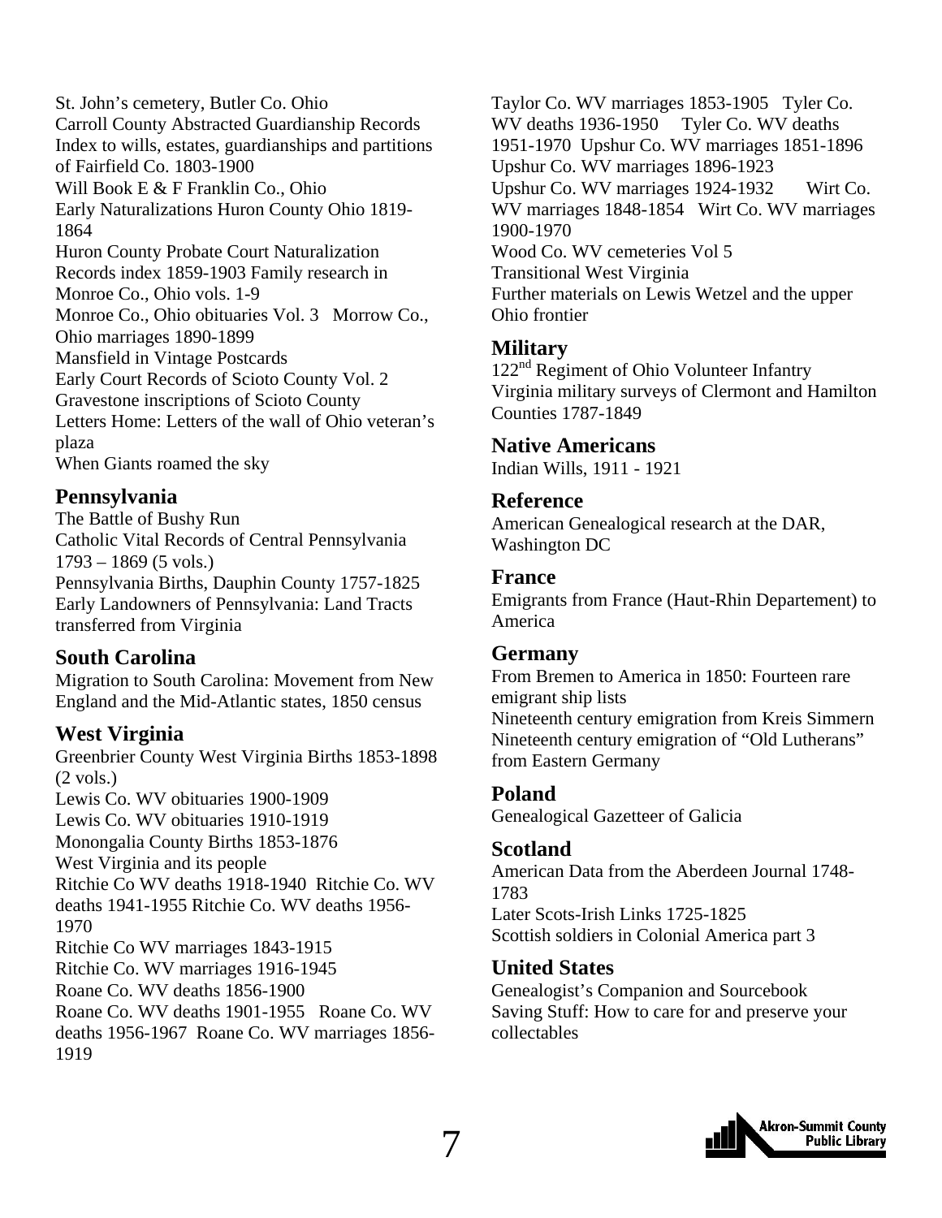St. John's cemetery, Butler Co. Ohio
Carroll County Abstracted Guardianship Records
Index to wills, estates, guardianships and partitions of Fairfield Co. 1803-1900
Will Book E & F Franklin Co., Ohio
Early Naturalizations Huron County Ohio 1819-1864
Huron County Probate Court Naturalization Records index 1859-1903 Family research in Monroe Co., Ohio vols. 1-9
Monroe Co., Ohio obituaries Vol. 3 Morrow Co., Ohio marriages 1890-1899
Mansfield in Vintage Postcards
Early Court Records of Scioto County Vol. 2
Gravestone inscriptions of Scioto County
Letters Home: Letters of the wall of Ohio veteran's plaza
When Giants roamed the sky

## Pennsylvania

The Battle of Bushy Run
Catholic Vital Records of Central Pennsylvania 1793 – 1869 (5 vols.)
Pennsylvania Births, Dauphin County 1757-1825
Early Landowners of Pennsylvania: Land Tracts transferred from Virginia

## South Carolina

Migration to South Carolina: Movement from New England and the Mid-Atlantic states, 1850 census

## West Virginia

Greenbrier County West Virginia Births 1853-1898 (2 vols.)
Lewis Co. WV obituaries 1900-1909
Lewis Co. WV obituaries 1910-1919
Monongalia County Births 1853-1876
West Virginia and its people
Ritchie Co WV deaths 1918-1940 Ritchie Co. WV deaths 1941-1955 Ritchie Co. WV deaths 1956-1970
Ritchie Co WV marriages 1843-1915
Ritchie Co. WV marriages 1916-1945
Roane Co. WV deaths 1856-1900
Roane Co. WV deaths 1901-1955 Roane Co. WV deaths 1956-1967 Roane Co. WV marriages 1856-1919
Taylor Co. WV marriages 1853-1905 Tyler Co. WV deaths 1936-1950 Tyler Co. WV deaths 1951-1970 Upshur Co. WV marriages 1851-1896
Upshur Co. WV marriages 1896-1923
Upshur Co. WV marriages 1924-1932 Wirt Co. WV marriages 1848-1854 Wirt Co. WV marriages 1900-1970
Wood Co. WV cemeteries Vol 5
Transitional West Virginia
Further materials on Lewis Wetzel and the upper Ohio frontier

## Military

122nd Regiment of Ohio Volunteer Infantry
Virginia military surveys of Clermont and Hamilton Counties 1787-1849

## Native Americans

Indian Wills, 1911 - 1921

## Reference

American Genealogical research at the DAR, Washington DC

## France

Emigrants from France (Haut-Rhin Departement) to America

## Germany

From Bremen to America in 1850: Fourteen rare emigrant ship lists
Nineteenth century emigration from Kreis Simmern
Nineteenth century emigration of "Old Lutherans" from Eastern Germany

## Poland

Genealogical Gazetteer of Galicia

## Scotland

American Data from the Aberdeen Journal 1748-1783
Later Scots-Irish Links 1725-1825
Scottish soldiers in Colonial America part 3

## United States

Genealogist's Companion and Sourcebook
Saving Stuff: How to care for and preserve your collectables